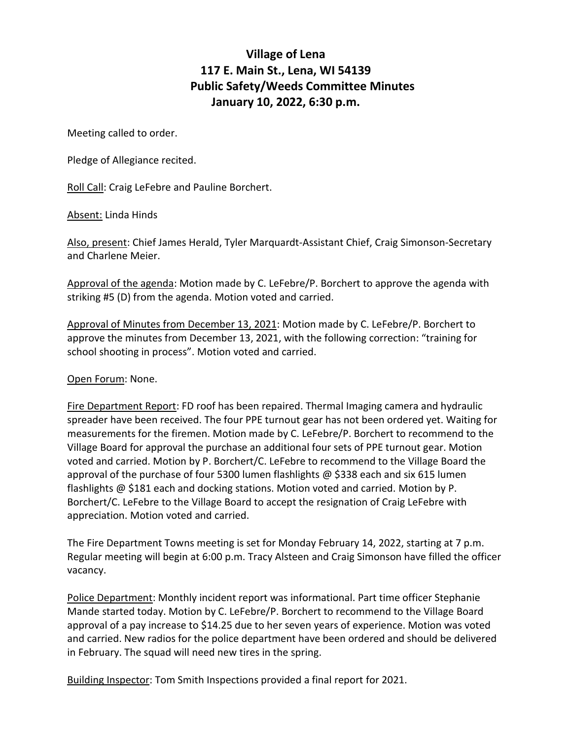# Village of Lena
## 117 E. Main St., Lena, WI 54139
## Public Safety/Weeds Committee Minutes
## January 10, 2022, 6:30 p.m.

Meeting called to order.

Pledge of Allegiance recited.

Roll Call: Craig LeFebre and Pauline Borchert.

Absent: Linda Hinds

Also, present: Chief James Herald, Tyler Marquardt-Assistant Chief, Craig Simonson-Secretary and Charlene Meier.

Approval of the agenda: Motion made by C. LeFebre/P. Borchert to approve the agenda with striking #5 (D) from the agenda. Motion voted and carried.

Approval of Minutes from December 13, 2021: Motion made by C. LeFebre/P. Borchert to approve the minutes from December 13, 2021, with the following correction: "training for school shooting in process". Motion voted and carried.

Open Forum: None.

Fire Department Report: FD roof has been repaired. Thermal Imaging camera and hydraulic spreader have been received. The four PPE turnout gear has not been ordered yet. Waiting for measurements for the firemen. Motion made by C. LeFebre/P. Borchert to recommend to the Village Board for approval the purchase an additional four sets of PPE turnout gear. Motion voted and carried. Motion by P. Borchert/C. LeFebre to recommend to the Village Board the approval of the purchase of four 5300 lumen flashlights @ $338 each and six 615 lumen flashlights @ $181 each and docking stations. Motion voted and carried. Motion by P. Borchert/C. LeFebre to the Village Board to accept the resignation of Craig LeFebre with appreciation. Motion voted and carried.

The Fire Department Towns meeting is set for Monday February 14, 2022, starting at 7 p.m. Regular meeting will begin at 6:00 p.m. Tracy Alsteen and Craig Simonson have filled the officer vacancy.

Police Department: Monthly incident report was informational. Part time officer Stephanie Mande started today. Motion by C. LeFebre/P. Borchert to recommend to the Village Board approval of a pay increase to $14.25 due to her seven years of experience. Motion was voted and carried. New radios for the police department have been ordered and should be delivered in February. The squad will need new tires in the spring.

Building Inspector: Tom Smith Inspections provided a final report for 2021.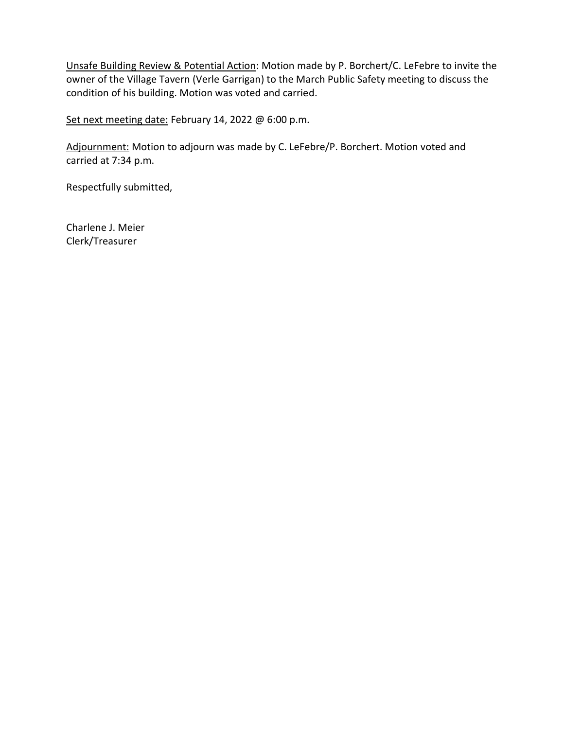Unsafe Building Review & Potential Action: Motion made by P. Borchert/C. LeFebre to invite the owner of the Village Tavern (Verle Garrigan) to the March Public Safety meeting to discuss the condition of his building. Motion was voted and carried.

Set next meeting date: February 14, 2022 @ 6:00 p.m.

Adjournment: Motion to adjourn was made by C. LeFebre/P. Borchert. Motion voted and carried at 7:34 p.m.

Respectfully submitted,

Charlene J. Meier
Clerk/Treasurer